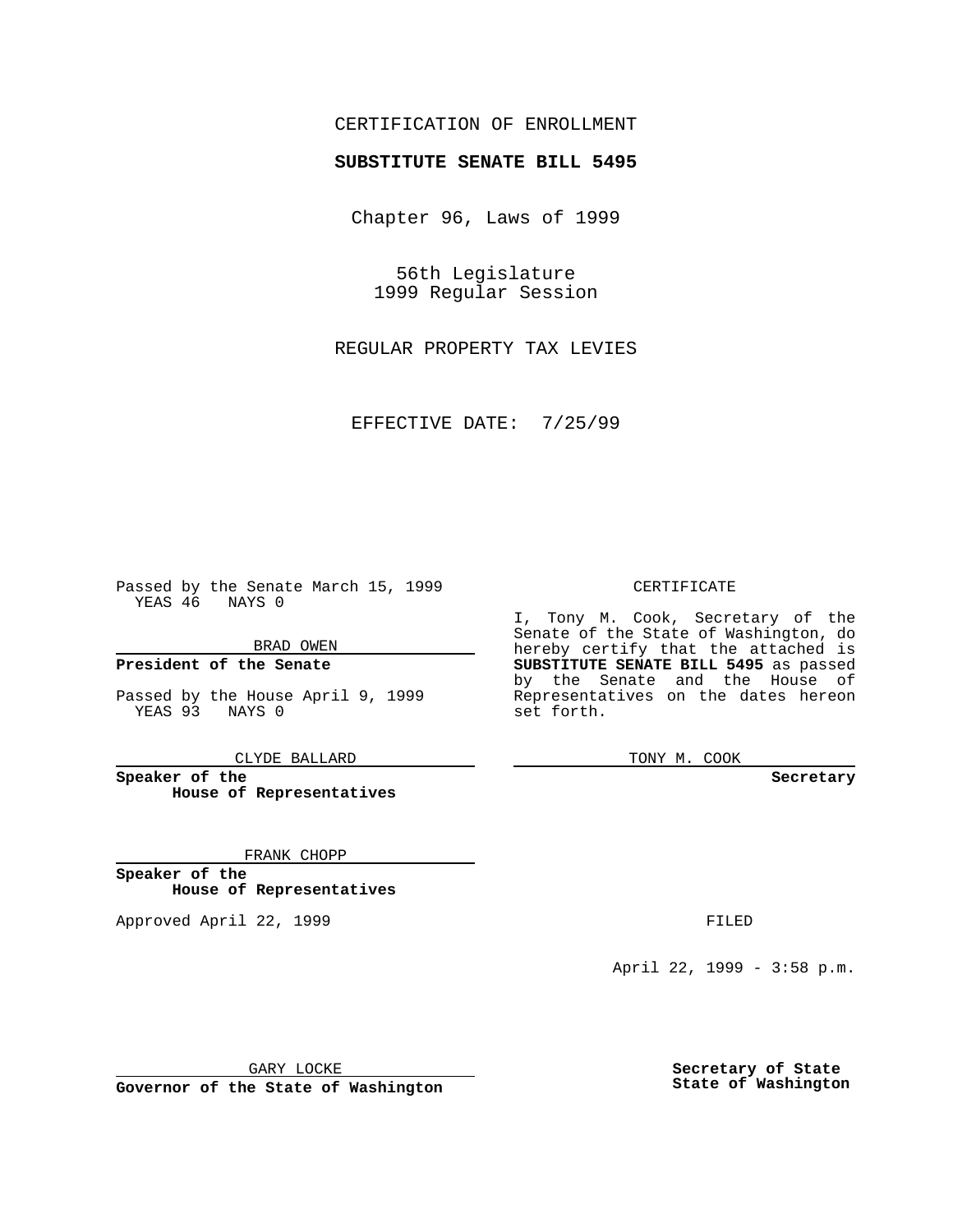CERTIFICATION OF ENROLLMENT

**SUBSTITUTE SENATE BILL 5495**

Chapter 96, Laws of 1999

56th Legislature
1999 Regular Session

REGULAR PROPERTY TAX LEVIES

EFFECTIVE DATE: 7/25/99

Passed by the Senate March 15, 1999
YEAS 46 NAYS 0

BRAD OWEN

**President of the Senate**

Passed by the House April 9, 1999
YEAS 93 NAYS 0

CLYDE BALLARD

**Speaker of the House of Representatives**

FRANK CHOPP

**Speaker of the House of Representatives**

Approved April 22, 1999

GARY LOCKE

**Governor of the State of Washington**

CERTIFICATE

I, Tony M. Cook, Secretary of the Senate of the State of Washington, do hereby certify that the attached is **SUBSTITUTE SENATE BILL 5495** as passed by the Senate and the House of Representatives on the dates hereon set forth.

TONY M. COOK

**Secretary**

FILED

April 22, 1999 - 3:58 p.m.

**Secretary of State**
**State of Washington**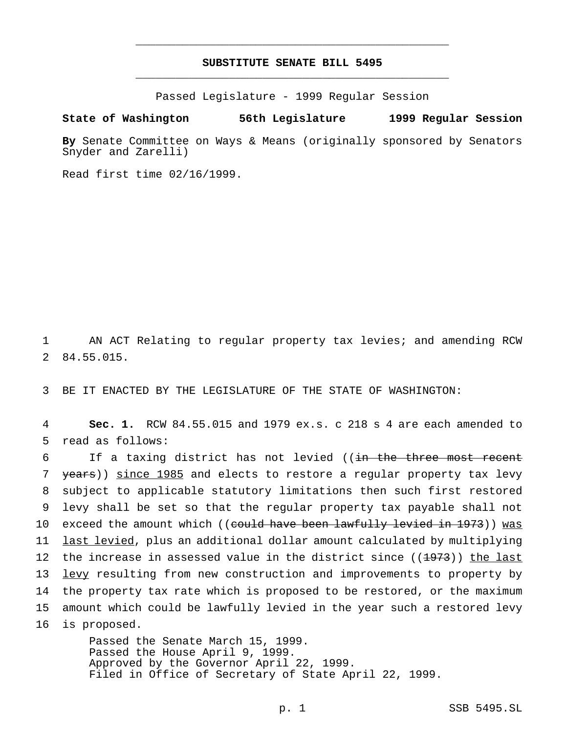# SUBSTITUTE SENATE BILL 5495

Passed Legislature - 1999 Regular Session

**State of Washington 56th Legislature 1999 Regular Session**

**By** Senate Committee on Ways & Means (originally sponsored by Senators Snyder and Zarelli)

Read first time 02/16/1999.

AN ACT Relating to regular property tax levies; and amending RCW 84.55.015.

BE IT ENACTED BY THE LEGISLATURE OF THE STATE OF WASHINGTON:

**Sec. 1.** RCW 84.55.015 and 1979 ex.s. c 218 s 4 are each amended to read as follows:

If a taxing district has not levied ((~~in the three most recent years~~)) since 1985 and elects to restore a regular property tax levy subject to applicable statutory limitations then such first restored levy shall be set so that the regular property tax payable shall not exceed the amount which ((~~could have been lawfully levied in 1973~~)) was last levied, plus an additional dollar amount calculated by multiplying the increase in assessed value in the district since ((~~1973~~)) the last levy resulting from new construction and improvements to property by the property tax rate which is proposed to be restored, or the maximum amount which could be lawfully levied in the year such a restored levy is proposed.

Passed the Senate March 15, 1999.
Passed the House April 9, 1999.
Approved by the Governor April 22, 1999.
Filed in Office of Secretary of State April 22, 1999.